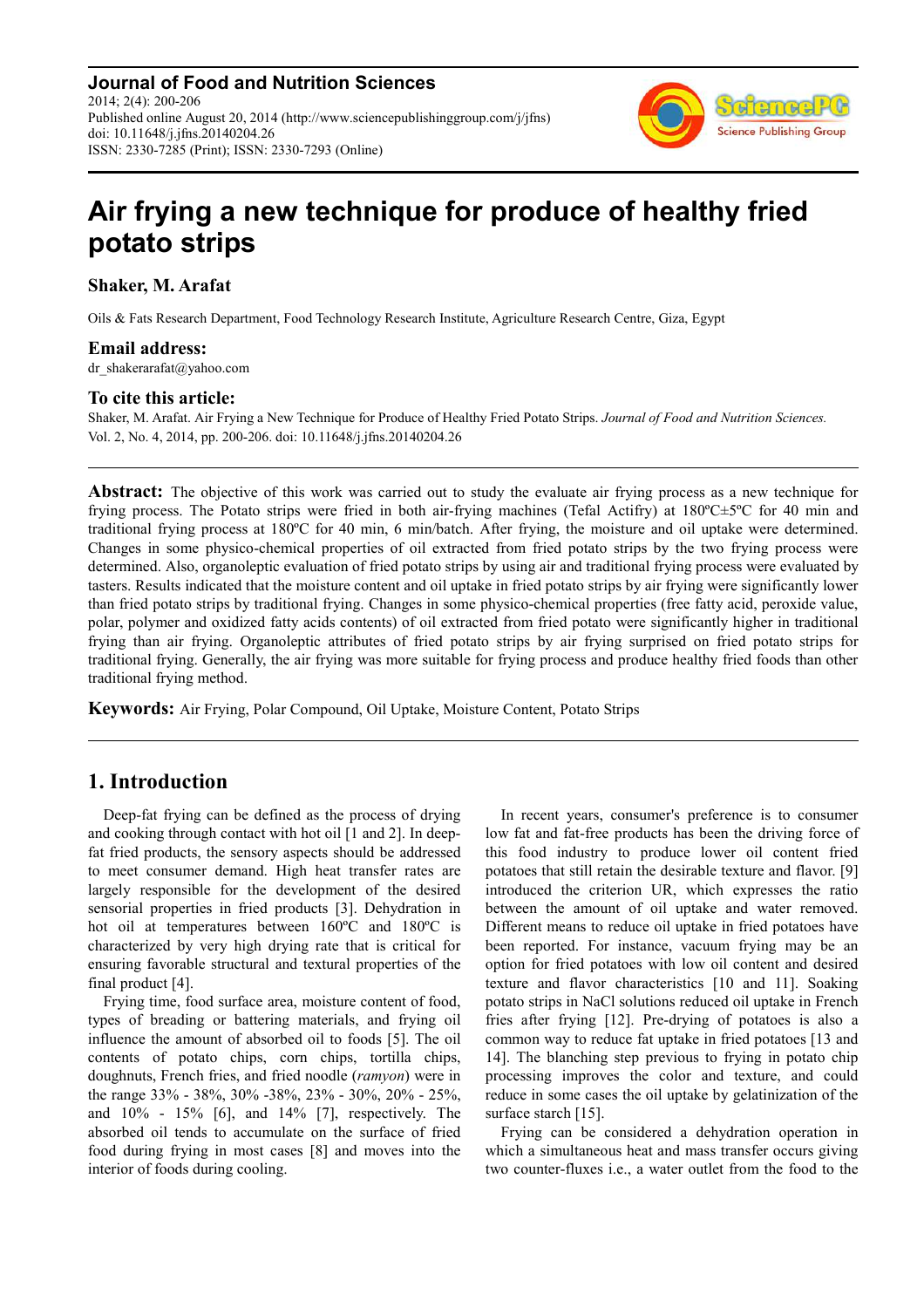**Journal of Food and Nutrition Sciences**
2014; 2(4): 200-206
Published online August 20, 2014 (http://www.sciencepublishinggroup.com/j/jfns)
doi: 10.11648/j.jfns.20140204.26
ISSN: 2330-7285 (Print); ISSN: 2330-7293 (Online)

# Air frying a new technique for produce of healthy fried potato strips

**Shaker, M. Arafat**

Oils & Fats Research Department, Food Technology Research Institute, Agriculture Research Centre, Giza, Egypt

**Email address:**
dr_shakerarafat@yahoo.com

**To cite this article:**
Shaker, M. Arafat. Air Frying a New Technique for Produce of Healthy Fried Potato Strips. *Journal of Food and Nutrition Sciences.* Vol. 2, No. 4, 2014, pp. 200-206. doi: 10.11648/j.jfns.20140204.26

**Abstract:** The objective of this work was carried out to study the evaluate air frying process as a new technique for frying process. The Potato strips were fried in both air-frying machines (Tefal Actifry) at 180ºC±5ºC for 40 min and traditional frying process at 180ºC for 40 min, 6 min/batch. After frying, the moisture and oil uptake were determined. Changes in some physico-chemical properties of oil extracted from fried potato strips by the two frying process were determined. Also, organoleptic evaluation of fried potato strips by using air and traditional frying process were evaluated by tasters. Results indicated that the moisture content and oil uptake in fried potato strips by air frying were significantly lower than fried potato strips by traditional frying. Changes in some physico-chemical properties (free fatty acid, peroxide value, polar, polymer and oxidized fatty acids contents) of oil extracted from fried potato were significantly higher in traditional frying than air frying. Organoleptic attributes of fried potato strips by air frying surprised on fried potato strips for traditional frying. Generally, the air frying was more suitable for frying process and produce healthy fried foods than other traditional frying method.

**Keywords:** Air Frying, Polar Compound, Oil Uptake, Moisture Content, Potato Strips

## 1. Introduction

Deep-fat frying can be defined as the process of drying and cooking through contact with hot oil [1 and 2]. In deep-fat fried products, the sensory aspects should be addressed to meet consumer demand. High heat transfer rates are largely responsible for the development of the desired sensorial properties in fried products [3]. Dehydration in hot oil at temperatures between 160ºC and 180ºC is characterized by very high drying rate that is critical for ensuring favorable structural and textural properties of the final product [4].

Frying time, food surface area, moisture content of food, types of breading or battering materials, and frying oil influence the amount of absorbed oil to foods [5]. The oil contents of potato chips, corn chips, tortilla chips, doughnuts, French fries, and fried noodle (*ramyon*) were in the range 33% - 38%, 30% -38%, 23% - 30%, 20% - 25%, and 10% - 15% [6], and 14% [7], respectively. The absorbed oil tends to accumulate on the surface of fried food during frying in most cases [8] and moves into the interior of foods during cooling.

In recent years, consumer's preference is to consumer low fat and fat-free products has been the driving force of this food industry to produce lower oil content fried potatoes that still retain the desirable texture and flavor. [9] introduced the criterion UR, which expresses the ratio between the amount of oil uptake and water removed. Different means to reduce oil uptake in fried potatoes have been reported. For instance, vacuum frying may be an option for fried potatoes with low oil content and desired texture and flavor characteristics [10 and 11]. Soaking potato strips in NaCl solutions reduced oil uptake in French fries after frying [12]. Pre-drying of potatoes is also a common way to reduce fat uptake in fried potatoes [13 and 14]. The blanching step previous to frying in potato chip processing improves the color and texture, and could reduce in some cases the oil uptake by gelatinization of the surface starch [15].

Frying can be considered a dehydration operation in which a simultaneous heat and mass transfer occurs giving two counter-fluxes i.e., a water outlet from the food to the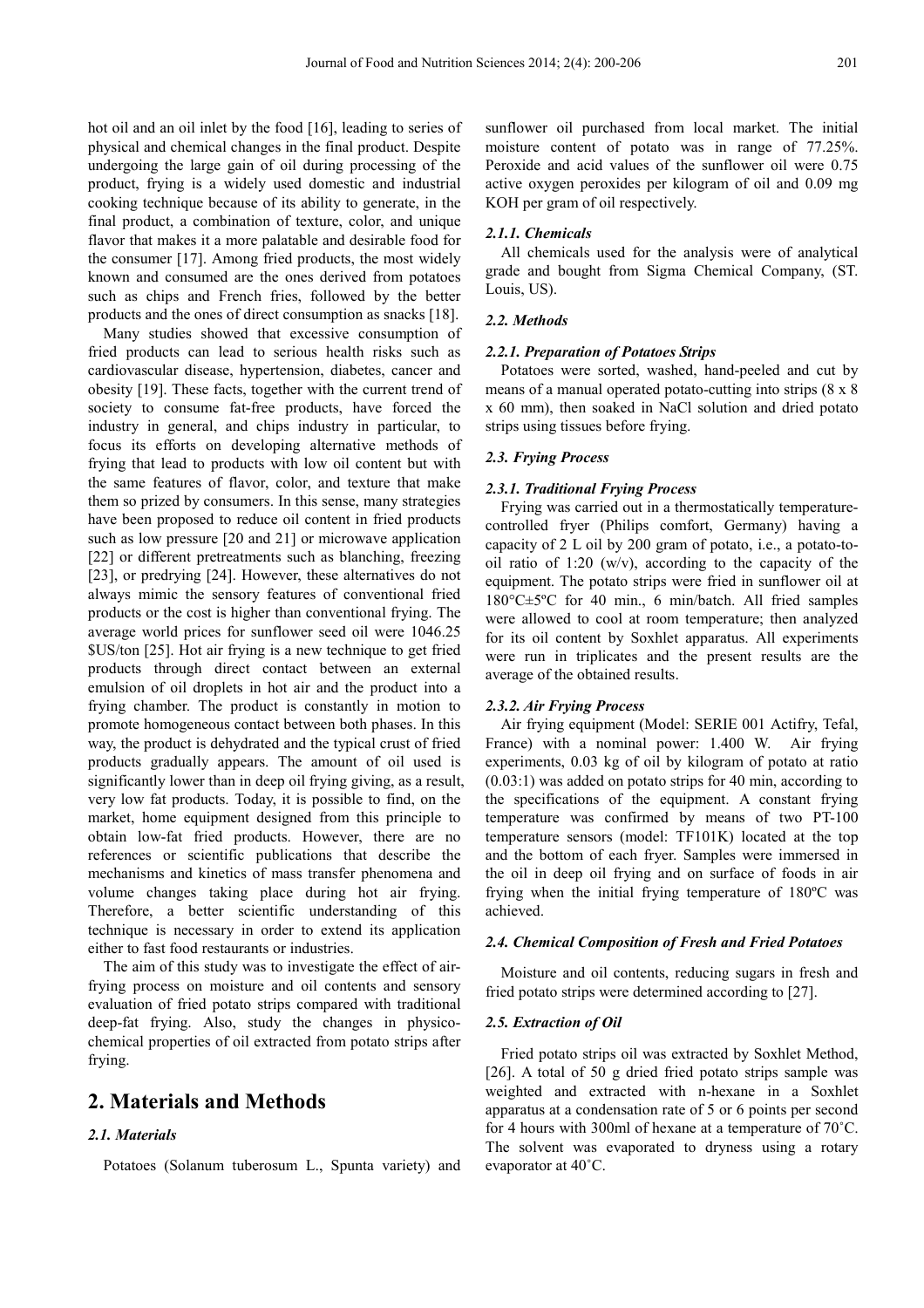hot oil and an oil inlet by the food [16], leading to series of physical and chemical changes in the final product. Despite undergoing the large gain of oil during processing of the product, frying is a widely used domestic and industrial cooking technique because of its ability to generate, in the final product, a combination of texture, color, and unique flavor that makes it a more palatable and desirable food for the consumer [17]. Among fried products, the most widely known and consumed are the ones derived from potatoes such as chips and French fries, followed by the better products and the ones of direct consumption as snacks [18].

Many studies showed that excessive consumption of fried products can lead to serious health risks such as cardiovascular disease, hypertension, diabetes, cancer and obesity [19]. These facts, together with the current trend of society to consume fat-free products, have forced the industry in general, and chips industry in particular, to focus its efforts on developing alternative methods of frying that lead to products with low oil content but with the same features of flavor, color, and texture that make them so prized by consumers. In this sense, many strategies have been proposed to reduce oil content in fried products such as low pressure [20 and 21] or microwave application [22] or different pretreatments such as blanching, freezing [23], or predrying [24]. However, these alternatives do not always mimic the sensory features of conventional fried products or the cost is higher than conventional frying. The average world prices for sunflower seed oil were 1046.25 $US/ton [25]. Hot air frying is a new technique to get fried products through direct contact between an external emulsion of oil droplets in hot air and the product into a frying chamber. The product is constantly in motion to promote homogeneous contact between both phases. In this way, the product is dehydrated and the typical crust of fried products gradually appears. The amount of oil used is significantly lower than in deep oil frying giving, as a result, very low fat products. Today, it is possible to find, on the market, home equipment designed from this principle to obtain low-fat fried products. However, there are no references or scientific publications that describe the mechanisms and kinetics of mass transfer phenomena and volume changes taking place during hot air frying. Therefore, a better scientific understanding of this technique is necessary in order to extend its application either to fast food restaurants or industries.

The aim of this study was to investigate the effect of air-frying process on moisture and oil contents and sensory evaluation of fried potato strips compared with traditional deep-fat frying. Also, study the changes in physico-chemical properties of oil extracted from potato strips after frying.

# 2. Materials and Methods

### *2.1. Materials*

Potatoes (Solanum tuberosum L., Spunta variety) and sunflower oil purchased from local market. The initial moisture content of potato was in range of 77.25%. Peroxide and acid values of the sunflower oil were 0.75 active oxygen peroxides per kilogram of oil and 0.09 mg KOH per gram of oil respectively.

#### *2.1.1. Chemicals*

All chemicals used for the analysis were of analytical grade and bought from Sigma Chemical Company, (ST. Louis, US).

### *2.2. Methods*

#### *2.2.1. Preparation of Potatoes Strips*

Potatoes were sorted, washed, hand-peeled and cut by means of a manual operated potato-cutting into strips (8 x 8 x 60 mm), then soaked in NaCl solution and dried potato strips using tissues before frying.

### *2.3. Frying Process*

#### *2.3.1. Traditional Frying Process*

Frying was carried out in a thermostatically temperature-controlled fryer (Philips comfort, Germany) having a capacity of 2 L oil by 200 gram of potato, i.e., a potato-to-oil ratio of 1:20 (w/v), according to the capacity of the equipment. The potato strips were fried in sunflower oil at 180°C±5ºC for 40 min., 6 min/batch. All fried samples were allowed to cool at room temperature; then analyzed for its oil content by Soxhlet apparatus. All experiments were run in triplicates and the present results are the average of the obtained results.

#### *2.3.2. Air Frying Process*

Air frying equipment (Model: SERIE 001 Actifry, Tefal, France) with a nominal power: 1.400 W. Air frying experiments, 0.03 kg of oil by kilogram of potato at ratio (0.03:1) was added on potato strips for 40 min, according to the specifications of the equipment. A constant frying temperature was confirmed by means of two PT-100 temperature sensors (model: TF101K) located at the top and the bottom of each fryer. Samples were immersed in the oil in deep oil frying and on surface of foods in air frying when the initial frying temperature of 180ºC was achieved.

### *2.4. Chemical Composition of Fresh and Fried Potatoes*

Moisture and oil contents, reducing sugars in fresh and fried potato strips were determined according to [27].

### *2.5. Extraction of Oil*

Fried potato strips oil was extracted by Soxhlet Method, [26]. A total of 50 g dried fried potato strips sample was weighted and extracted with n-hexane in a Soxhlet apparatus at a condensation rate of 5 or 6 points per second for 4 hours with 300ml of hexane at a temperature of 70˚C. The solvent was evaporated to dryness using a rotary evaporator at 40˚C.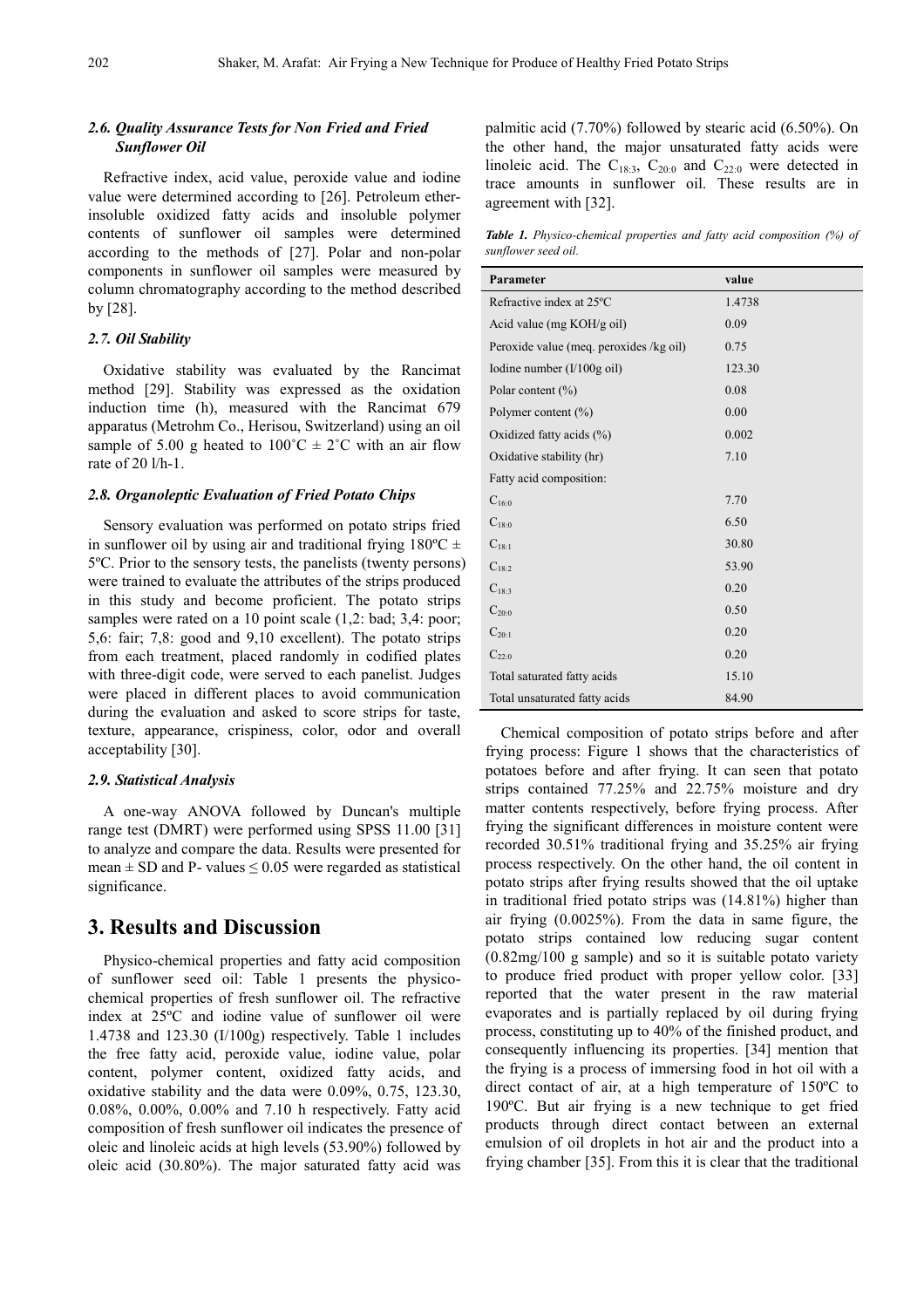### *2.6. Quality Assurance Tests for Non Fried and Fried Sunflower Oil*

Refractive index, acid value, peroxide value and iodine value were determined according to [26]. Petroleum ether-insoluble oxidized fatty acids and insoluble polymer contents of sunflower oil samples were determined according to the methods of [27]. Polar and non-polar components in sunflower oil samples were measured by column chromatography according to the method described by [28].

### *2.7. Oil Stability*

Oxidative stability was evaluated by the Rancimat method [29]. Stability was expressed as the oxidation induction time (h), measured with the Rancimat 679 apparatus (Metrohm Co., Herisou, Switzerland) using an oil sample of 5.00 g heated to 100˚C ± 2˚C with an air flow rate of 20 l/h-1.

### *2.8. Organoleptic Evaluation of Fried Potato Chips*

Sensory evaluation was performed on potato strips fried in sunflower oil by using air and traditional frying 180ºC ± 5ºC. Prior to the sensory tests, the panelists (twenty persons) were trained to evaluate the attributes of the strips produced in this study and become proficient. The potato strips samples were rated on a 10 point scale (1,2: bad; 3,4: poor; 5,6: fair; 7,8: good and 9,10 excellent). The potato strips from each treatment, placed randomly in codified plates with three-digit code, were served to each panelist. Judges were placed in different places to avoid communication during the evaluation and asked to score strips for taste, texture, appearance, crispiness, color, odor and overall acceptability [30].

### *2.9. Statistical Analysis*

A one-way ANOVA followed by Duncan's multiple range test (DMRT) were performed using SPSS 11.00 [31] to analyze and compare the data. Results were presented for mean ± SD and P- values ≤ 0.05 were regarded as statistical significance.

## 3. Results and Discussion

Physico-chemical properties and fatty acid composition of sunflower seed oil: Table 1 presents the physico-chemical properties of fresh sunflower oil. The refractive index at 25ºC and iodine value of sunflower oil were 1.4738 and 123.30 (I/100g) respectively. Table 1 includes the free fatty acid, peroxide value, iodine value, polar content, polymer content, oxidized fatty acids, and oxidative stability and the data were 0.09%, 0.75, 123.30, 0.08%, 0.00%, 0.00% and 7.10 h respectively. Fatty acid composition of fresh sunflower oil indicates the presence of oleic and linoleic acids at high levels (53.90%) followed by oleic acid (30.80%). The major saturated fatty acid was palmitic acid (7.70%) followed by stearic acid (6.50%). On the other hand, the major unsaturated fatty acids were linoleic acid. The $C_{18:3}$, $C_{20:0}$ and $C_{22:0}$ were detected in trace amounts in sunflower oil. These results are in agreement with [32].

***Table 1.*** *Physico-chemical properties and fatty acid composition (%) of sunflower seed oil.*

| Parameter | value |
|---|---|
| Refractive index at 25ºC | 1.4738 |
| Acid value (mg KOH/g oil) | 0.09 |
| Peroxide value (meq. peroxides /kg oil) | 0.75 |
| Iodine number (I/100g oil) | 123.30 |
| Polar content (%) | 0.08 |
| Polymer content (%) | 0.00 |
| Oxidized fatty acids (%) | 0.002 |
| Oxidative stability (hr) | 7.10 |
| Fatty acid composition: | |
| $C_{16:0}$ | 7.70 |
| $C_{18:0}$ | 6.50 |
| $C_{18:1}$ | 30.80 |
| $C_{18:2}$ | 53.90 |
| $C_{18:3}$ | 0.20 |
| $C_{20:0}$ | 0.50 |
| $C_{20:1}$ | 0.20 |
| $C_{22:0}$ | 0.20 |
| Total saturated fatty acids | 15.10 |
| Total unsaturated fatty acids | 84.90 |

Chemical composition of potato strips before and after frying process: Figure 1 shows that the characteristics of potatoes before and after frying. It can seen that potato strips contained 77.25% and 22.75% moisture and dry matter contents respectively, before frying process. After frying the significant differences in moisture content were recorded 30.51% traditional frying and 35.25% air frying process respectively. On the other hand, the oil content in potato strips after frying results showed that the oil uptake in traditional fried potato strips was (14.81%) higher than air frying (0.0025%). From the data in same figure, the potato strips contained low reducing sugar content (0.82mg/100 g sample) and so it is suitable potato variety to produce fried product with proper yellow color. [33] reported that the water present in the raw material evaporates and is partially replaced by oil during frying process, constituting up to 40% of the finished product, and consequently influencing its properties. [34] mention that the frying is a process of immersing food in hot oil with a direct contact of air, at a high temperature of 150ºC to 190ºC. But air frying is a new technique to get fried products through direct contact between an external emulsion of oil droplets in hot air and the product into a frying chamber [35]. From this it is clear that the traditional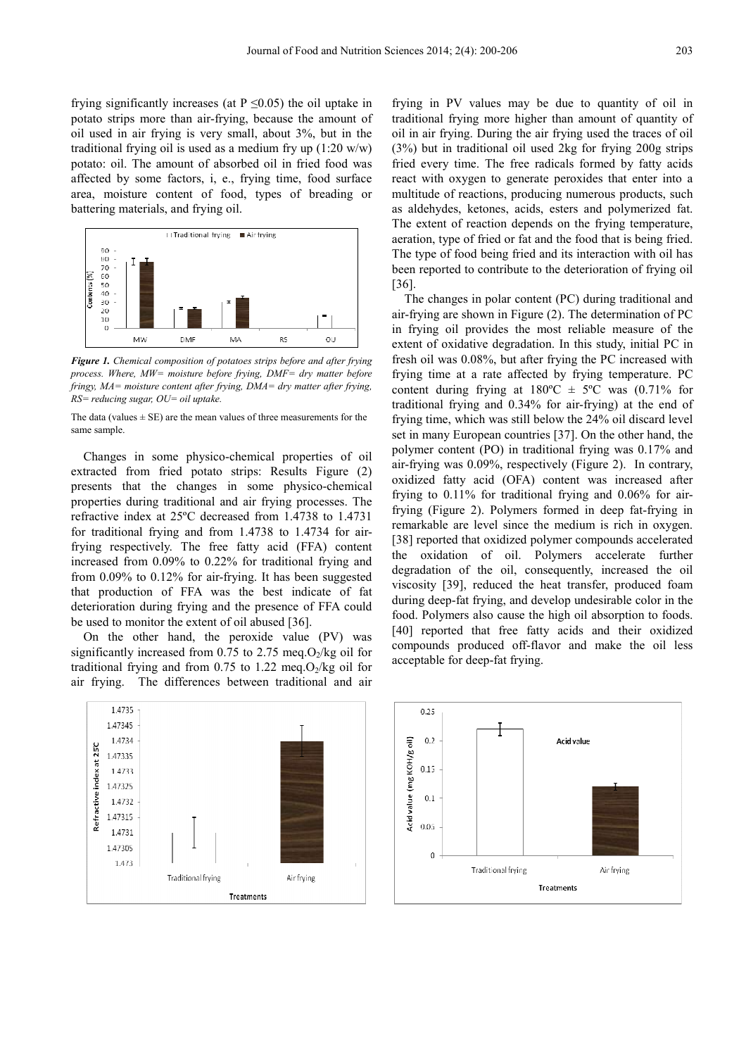frying significantly increases (at $P \leq 0.05$) the oil uptake in potato strips more than air-frying, because the amount of oil used in air frying is very small, about 3%, but in the traditional frying oil is used as a medium fry up (1:20 w/w) potato: oil. The amount of absorbed oil in fried food was affected by some factors, i, e., frying time, food surface area, moisture content of food, types of breading or battering materials, and frying oil.

***Figure 1.*** *Chemical composition of potatoes strips before and after frying process. Where, MW= moisture before frying, DMF= dry matter before fringy, MA= moisture content after frying, DMA= dry matter after frying, RS= reducing sugar, OU= oil uptake.*

The data (values ± SE) are the mean values of three measurements for the same sample.

Changes in some physico-chemical properties of oil extracted from fried potato strips: Results Figure (2) presents that the changes in some physico-chemical properties during traditional and air frying processes. The refractive index at 25ºC decreased from 1.4738 to 1.4731 for traditional frying and from 1.4738 to 1.4734 for air-frying respectively. The free fatty acid (FFA) content increased from 0.09% to 0.22% for traditional frying and from 0.09% to 0.12% for air-frying. It has been suggested that production of FFA was the best indicate of fat deterioration during frying and the presence of FFA could be used to monitor the extent of oil abused [36].

On the other hand, the peroxide value (PV) was significantly increased from 0.75 to 2.75 meq.$O_2$/kg oil for traditional frying and from 0.75 to 1.22 meq.$O_2$/kg oil for air frying. The differences between traditional and air frying in PV values may be due to quantity of oil in traditional frying more higher than amount of quantity of oil in air frying. During the air frying used the traces of oil (3%) but in traditional oil used 2kg for frying 200g strips fried every time. The free radicals formed by fatty acids react with oxygen to generate peroxides that enter into a multitude of reactions, producing numerous products, such as aldehydes, ketones, acids, esters and polymerized fat. The extent of reaction depends on the frying temperature, aeration, type of fried or fat and the food that is being fried. The type of food being fried and its interaction with oil has been reported to contribute to the deterioration of frying oil [36].

The changes in polar content (PC) during traditional and air-frying are shown in Figure (2). The determination of PC in frying oil provides the most reliable measure of the extent of oxidative degradation. In this study, initial PC in fresh oil was 0.08%, but after frying the PC increased with frying time at a rate affected by frying temperature. PC content during frying at 180ºC ± 5ºC was (0.71% for traditional frying and 0.34% for air-frying) at the end of frying time, which was still below the 24% oil discard level set in many European countries [37]. On the other hand, the polymer content (PO) in traditional frying was 0.17% and air-frying was 0.09%, respectively (Figure 2). In contrary, oxidized fatty acid (OFA) content was increased after frying to 0.11% for traditional frying and 0.06% for air-frying (Figure 2). Polymers formed in deep fat-frying in remarkable are level since the medium is rich in oxygen. [38] reported that oxidized polymer compounds accelerated the oxidation of oil. Polymers accelerate further degradation of the oil, consequently, increased the oil viscosity [39], reduced the heat transfer, produced foam during deep-fat frying, and develop undesirable color in the food. Polymers also cause the high oil absorption to foods. [40] reported that free fatty acids and their oxidized compounds produced off-flavor and make the oil less acceptable for deep-fat frying.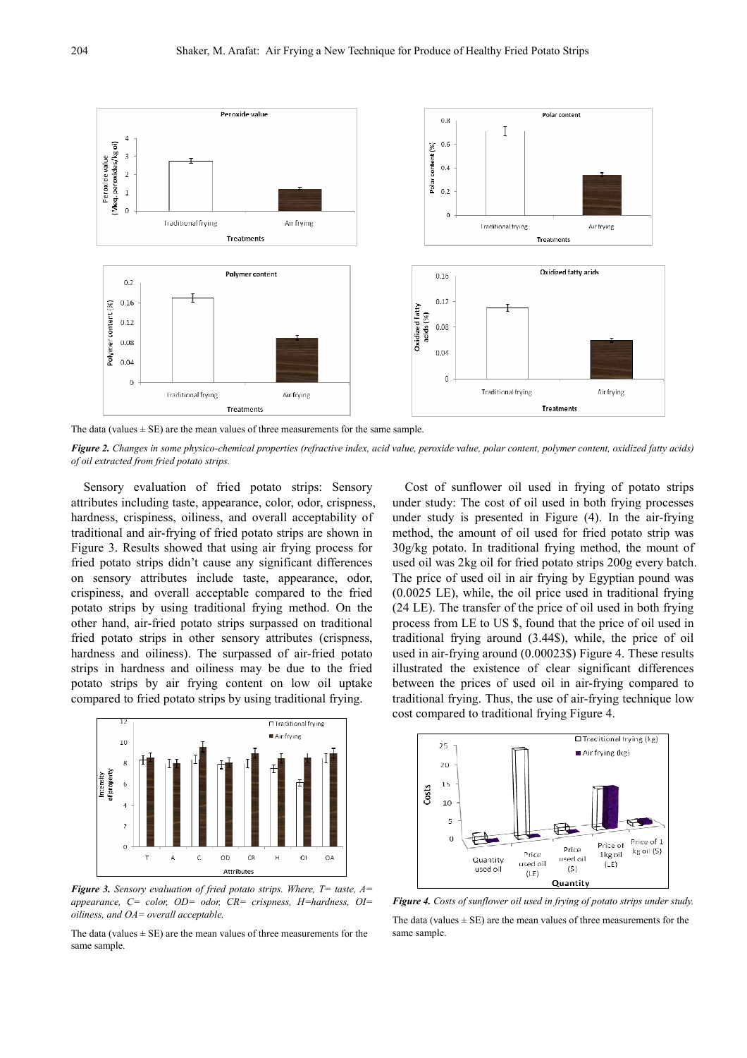The data (values ± SE) are the mean values of three measurements for the same sample.

***Figure 2.*** *Changes in some physico-chemical properties (refractive index, acid value, peroxide value, polar content, polymer content, oxidized fatty acids) of oil extracted from fried potato strips.*

Sensory evaluation of fried potato strips: Sensory attributes including taste, appearance, color, odor, crispness, hardness, crispiness, oiliness, and overall acceptability of traditional and air-frying of fried potato strips are shown in Figure 3. Results showed that using air frying process for fried potato strips didn't cause any significant differences on sensory attributes include taste, appearance, odor, crispiness, and overall acceptable compared to the fried potato strips by using traditional frying method. On the other hand, air-fried potato strips surpassed on traditional fried potato strips in other sensory attributes (crispness, hardness and oiliness). The surpassed of air-fried potato strips in hardness and oiliness may be due to the fried potato strips by air frying content on low oil uptake compared to fried potato strips by using traditional frying.

***Figure 3.*** *Sensory evaluation of fried potato strips. Where, T= taste, A= appearance, C= color, OD= odor, CR= crispness, H=hardness, OI= oiliness, and OA= overall acceptable.*

The data (values ± SE) are the mean values of three measurements for the same sample.

Cost of sunflower oil used in frying of potato strips under study: The cost of oil used in both frying processes under study is presented in Figure (4). In the air-frying method, the amount of oil used for fried potato strip was 30g/kg potato. In traditional frying method, the mount of used oil was 2kg oil for fried potato strips 200g every batch. The price of used oil in air frying by Egyptian pound was (0.0025 LE), while, the oil price used in traditional frying (24 LE). The transfer of the price of oil used in both frying process from LE to US $, found that the price of oil used in traditional frying around (3.44$), while, the price of oil used in air-frying around (0.00023$) Figure 4. These results illustrated the existence of clear significant differences between the prices of used oil in air-frying compared to traditional frying. Thus, the use of air-frying technique low cost compared to traditional frying Figure 4.

***Figure 4.*** *Costs of sunflower oil used in frying of potato strips under study.*

The data (values ± SE) are the mean values of three measurements for the same sample.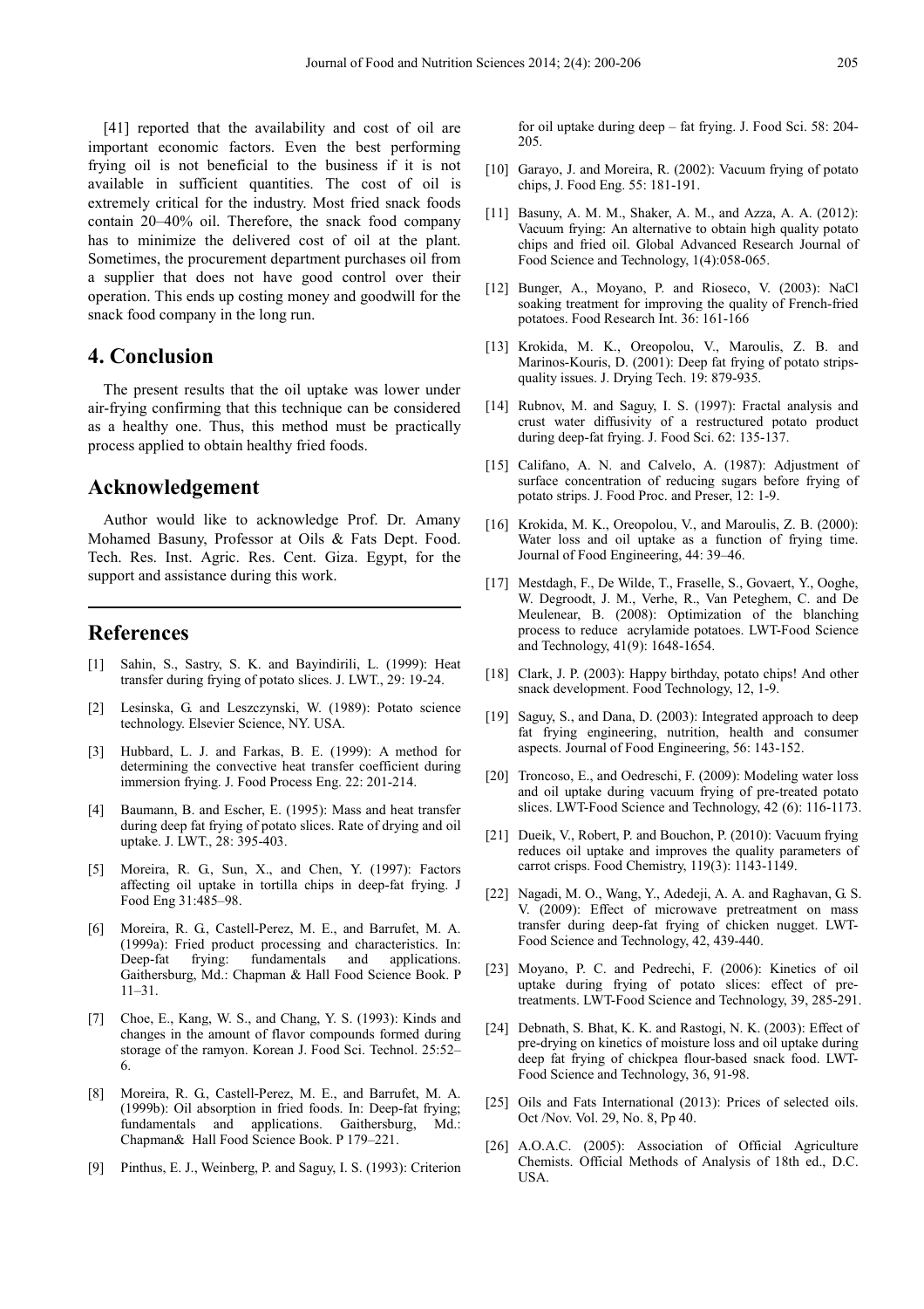[41] reported that the availability and cost of oil are important economic factors. Even the best performing frying oil is not beneficial to the business if it is not available in sufficient quantities. The cost of oil is extremely critical for the industry. Most fried snack foods contain 20–40% oil. Therefore, the snack food company has to minimize the delivered cost of oil at the plant. Sometimes, the procurement department purchases oil from a supplier that does not have good control over their operation. This ends up costing money and goodwill for the snack food company in the long run.

# 4. Conclusion

The present results that the oil uptake was lower under air-frying confirming that this technique can be considered as a healthy one. Thus, this method must be practically process applied to obtain healthy fried foods.

# Acknowledgement

Author would like to acknowledge Prof. Dr. Amany Mohamed Basuny, Professor at Oils & Fats Dept. Food. Tech. Res. Inst. Agric. Res. Cent. Giza. Egypt, for the support and assistance during this work.

# References

[1] Sahin, S., Sastry, S. K. and Bayindirili, L. (1999): Heat transfer during frying of potato slices. J. LWT., 29: 19-24.

[2] Lesinska, G. and Leszczynski, W. (1989): Potato science technology. Elsevier Science, NY. USA.

[3] Hubbard, L. J. and Farkas, B. E. (1999): A method for determining the convective heat transfer coefficient during immersion frying. J. Food Process Eng. 22: 201-214.

[4] Baumann, B. and Escher, E. (1995): Mass and heat transfer during deep fat frying of potato slices. Rate of drying and oil uptake. J. LWT., 28: 395-403.

[5] Moreira, R. G., Sun, X., and Chen, Y. (1997): Factors affecting oil uptake in tortilla chips in deep-fat frying. J Food Eng 31:485–98.

[6] Moreira, R. G., Castell-Perez, M. E., and Barrufet, M. A. (1999a): Fried product processing and characteristics. In: Deep-fat frying: fundamentals and applications. Gaithersburg, Md.: Chapman & Hall Food Science Book. P 11–31.

[7] Choe, E., Kang, W. S., and Chang, Y. S. (1993): Kinds and changes in the amount of flavor compounds formed during storage of the ramyon. Korean J. Food Sci. Technol. 25:52–6.

[8] Moreira, R. G., Castell-Perez, M. E., and Barrufet, M. A. (1999b): Oil absorption in fried foods. In: Deep-fat frying; fundamentals and applications. Gaithersburg, Md.: Chapman& Hall Food Science Book. P 179–221.

[9] Pinthus, E. J., Weinberg, P. and Saguy, I. S. (1993): Criterion for oil uptake during deep – fat frying. J. Food Sci. 58: 204-205.

[10] Garayo, J. and Moreira, R. (2002): Vacuum frying of potato chips, J. Food Eng. 55: 181-191.

[11] Basuny, A. M. M., Shaker, A. M., and Azza, A. A. (2012): Vacuum frying: An alternative to obtain high quality potato chips and fried oil. Global Advanced Research Journal of Food Science and Technology, 1(4):058-065.

[12] Bunger, A., Moyano, P. and Rioseco, V. (2003): NaCl soaking treatment for improving the quality of French-fried potatoes. Food Research Int. 36: 161-166

[13] Krokida, M. K., Oreopolou, V., Maroulis, Z. B. and Marinos-Kouris, D. (2001): Deep fat frying of potato strips-quality issues. J. Drying Tech. 19: 879-935.

[14] Rubnov, M. and Saguy, I. S. (1997): Fractal analysis and crust water diffusivity of a restructured potato product during deep-fat frying. J. Food Sci. 62: 135-137.

[15] Califano, A. N. and Calvelo, A. (1987): Adjustment of surface concentration of reducing sugars before frying of potato strips. J. Food Proc. and Preser, 12: 1-9.

[16] Krokida, M. K., Oreopolou, V., and Maroulis, Z. B. (2000): Water loss and oil uptake as a function of frying time. Journal of Food Engineering, 44: 39–46.

[17] Mestdagh, F., De Wilde, T., Fraselle, S., Govaert, Y., Ooghe, W. Degroodt, J. M., Verhe, R., Van Peteghem, C. and De Meulenear, B. (2008): Optimization of the blanching process to reduce acrylamide potatoes. LWT-Food Science and Technology, 41(9): 1648-1654.

[18] Clark, J. P. (2003): Happy birthday, potato chips! And other snack development. Food Technology, 12, 1-9.

[19] Saguy, S., and Dana, D. (2003): Integrated approach to deep fat frying engineering, nutrition, health and consumer aspects. Journal of Food Engineering, 56: 143-152.

[20] Troncoso, E., and Oedreschi, F. (2009): Modeling water loss and oil uptake during vacuum frying of pre-treated potato slices. LWT-Food Science and Technology, 42 (6): 116-1173.

[21] Dueik, V., Robert, P. and Bouchon, P. (2010): Vacuum frying reduces oil uptake and improves the quality parameters of carrot crisps. Food Chemistry, 119(3): 1143-1149.

[22] Nagadi, M. O., Wang, Y., Adedeji, A. A. and Raghavan, G. S. V. (2009): Effect of microwave pretreatment on mass transfer during deep-fat frying of chicken nugget. LWT-Food Science and Technology, 42, 439-440.

[23] Moyano, P. C. and Pedrechi, F. (2006): Kinetics of oil uptake during frying of potato slices: effect of pre-treatments. LWT-Food Science and Technology, 39, 285-291.

[24] Debnath, S. Bhat, K. K. and Rastogi, N. K. (2003): Effect of pre-drying on kinetics of moisture loss and oil uptake during deep fat frying of chickpea flour-based snack food. LWT-Food Science and Technology, 36, 91-98.

[25] Oils and Fats International (2013): Prices of selected oils. Oct /Nov. Vol. 29, No. 8, Pp 40.

[26] A.O.A.C. (2005): Association of Official Agriculture Chemists. Official Methods of Analysis of 18th ed., D.C. USA.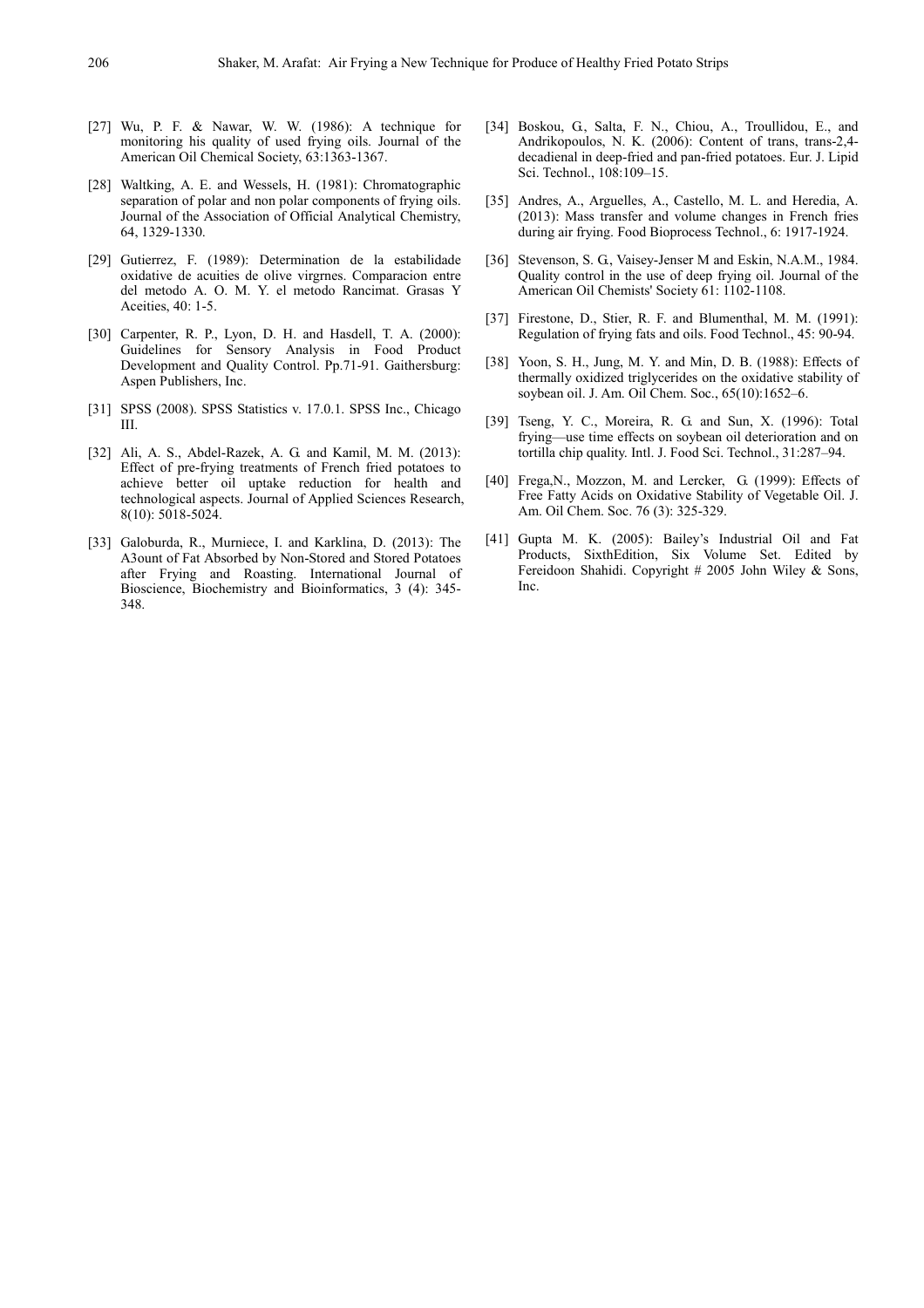[27] Wu, P. F. & Nawar, W. W. (1986): A technique for monitoring his quality of used frying oils. Journal of the American Oil Chemical Society, 63:1363-1367.

[28] Waltking, A. E. and Wessels, H. (1981): Chromatographic separation of polar and non polar components of frying oils. Journal of the Association of Official Analytical Chemistry, 64, 1329-1330.

[29] Gutierrez, F. (1989): Determination de la estabilidade oxidative de acuities de olive virgrnes. Comparacion entre del metodo A. O. M. Y. el metodo Rancimat. Grasas Y Aceities, 40: 1-5.

[30] Carpenter, R. P., Lyon, D. H. and Hasdell, T. A. (2000): Guidelines for Sensory Analysis in Food Product Development and Quality Control. Pp.71-91. Gaithersburg: Aspen Publishers, Inc.

[31] SPSS (2008). SPSS Statistics v. 17.0.1. SPSS Inc., Chicago III.

[32] Ali, A. S., Abdel-Razek, A. G. and Kamil, M. M. (2013): Effect of pre-frying treatments of French fried potatoes to achieve better oil uptake reduction for health and technological aspects. Journal of Applied Sciences Research, 8(10): 5018-5024.

[33] Galoburda, R., Murniece, I. and Karklina, D. (2013): The A3ount of Fat Absorbed by Non-Stored and Stored Potatoes after Frying and Roasting. International Journal of Bioscience, Biochemistry and Bioinformatics, 3 (4): 345-348.

[34] Boskou, G., Salta, F. N., Chiou, A., Troullidou, E., and Andrikopoulos, N. K. (2006): Content of trans, trans-2,4-decadienal in deep-fried and pan-fried potatoes. Eur. J. Lipid Sci. Technol., 108:109–15.

[35] Andres, A., Arguelles, A., Castello, M. L. and Heredia, A. (2013): Mass transfer and volume changes in French fries during air frying. Food Bioprocess Technol., 6: 1917-1924.

[36] Stevenson, S. G., Vaisey-Jenser M and Eskin, N.A.M., 1984. Quality control in the use of deep frying oil. Journal of the American Oil Chemists' Society 61: 1102-1108.

[37] Firestone, D., Stier, R. F. and Blumenthal, M. M. (1991): Regulation of frying fats and oils. Food Technol., 45: 90-94.

[38] Yoon, S. H., Jung, M. Y. and Min, D. B. (1988): Effects of thermally oxidized triglycerides on the oxidative stability of soybean oil. J. Am. Oil Chem. Soc., 65(10):1652–6.

[39] Tseng, Y. C., Moreira, R. G. and Sun, X. (1996): Total frying—use time effects on soybean oil deterioration and on tortilla chip quality. Intl. J. Food Sci. Technol., 31:287–94.

[40] Frega,N., Mozzon, M. and Lercker, G. (1999): Effects of Free Fatty Acids on Oxidative Stability of Vegetable Oil. J. Am. Oil Chem. Soc. 76 (3): 325-329.

[41] Gupta M. K. (2005): Bailey's Industrial Oil and Fat Products, SixthEdition, Six Volume Set. Edited by Fereidoon Shahidi. Copyright # 2005 John Wiley & Sons, Inc.